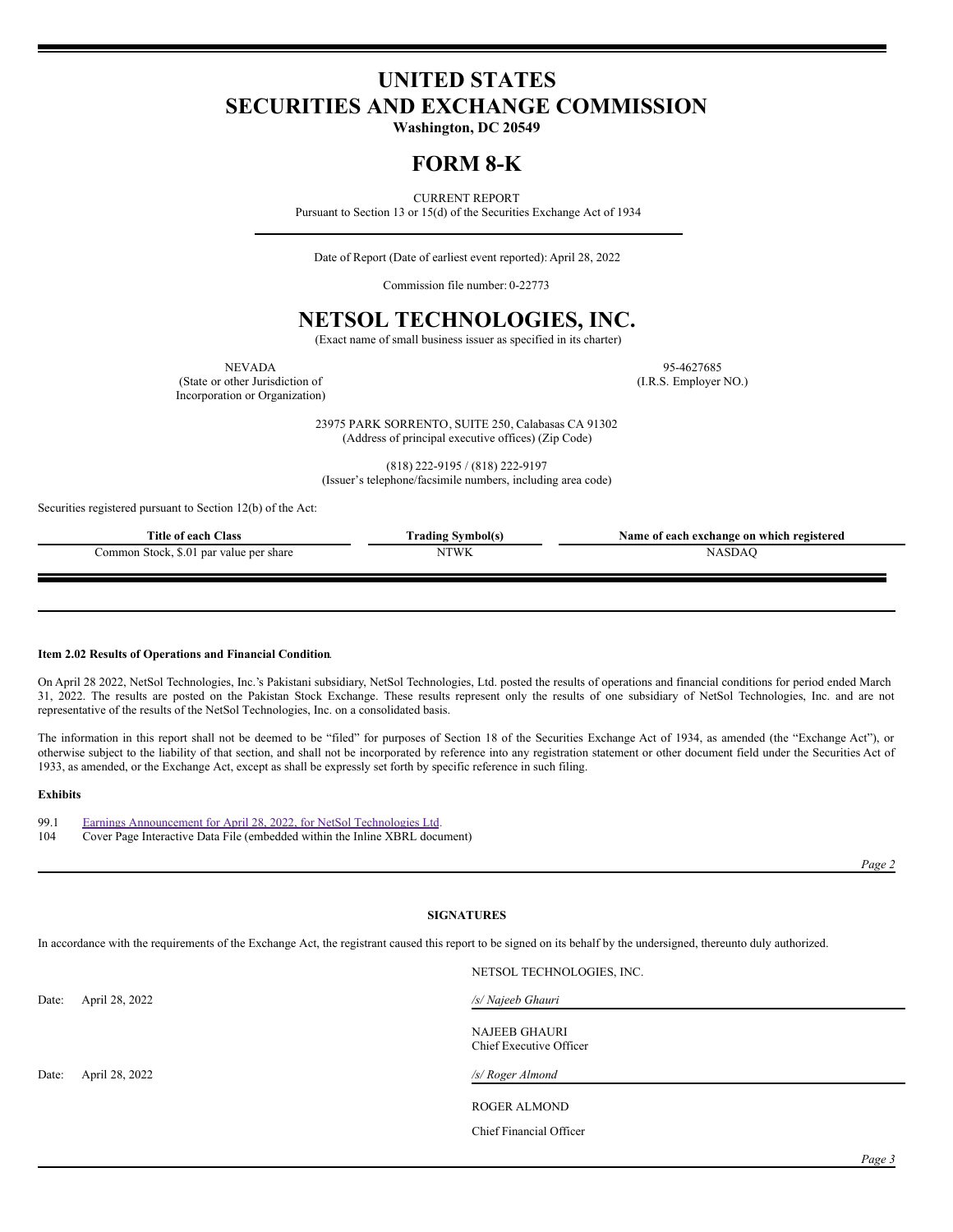# UNITED STATES
# SECURITIES AND EXCHANGE COMMISSION

**Washington, DC 20549**

# FORM 8-K

CURRENT REPORT

Pursuant to Section 13 or 15(d) of the Securities Exchange Act of 1934

Date of Report (Date of earliest event reported): April 28, 2022

Commission file number: 0-22773

# NETSOL TECHNOLOGIES, INC.

(Exact name of small business issuer as specified in its charter)

NEVADA
(State or other Jurisdiction of Incorporation or Organization)

95-4627685
(I.R.S. Employer NO.)

23975 PARK SORRENTO, SUITE 250, Calabasas CA 91302
(Address of principal executive offices) (Zip Code)

(818) 222-9195 / (818) 222-9197
(Issuer's telephone/facsimile numbers, including area code)

Securities registered pursuant to Section 12(b) of the Act:

| Title of each Class | Trading Symbol(s) | Name of each exchange on which registered |
|---|---|---|
| Common Stock, $.01 par value per share | NTWK | NASDAQ |

**Item 2.02 Results of Operations and Financial Condition**.

On April 28 2022, NetSol Technologies, Inc.'s Pakistani subsidiary, NetSol Technologies, Ltd. posted the results of operations and financial conditions for period ended March 31, 2022. The results are posted on the Pakistan Stock Exchange. These results represent only the results of one subsidiary of NetSol Technologies, Inc. and are not representative of the results of the NetSol Technologies, Inc. on a consolidated basis.

The information in this report shall not be deemed to be "filed" for purposes of Section 18 of the Securities Exchange Act of 1934, as amended (the "Exchange Act"), or otherwise subject to the liability of that section, and shall not be incorporated by reference into any registration statement or other document field under the Securities Act of 1933, as amended, or the Exchange Act, except as shall be expressly set forth by specific reference in such filing.

**Exhibits**

99.1 Earnings Announcement for April 28, 2022, for NetSol Technologies Ltd.
104 Cover Page Interactive Data File (embedded within the Inline XBRL document)

**SIGNATURES**

In accordance with the requirements of the Exchange Act, the registrant caused this report to be signed on its behalf by the undersigned, thereunto duly authorized.

NETSOL TECHNOLOGIES, INC.

Date: April 28, 2022

*/s/ Najeeb Ghauri*

NAJEEB GHAURI
Chief Executive Officer

Date: April 28, 2022

*/s/ Roger Almond*

ROGER ALMOND

Chief Financial Officer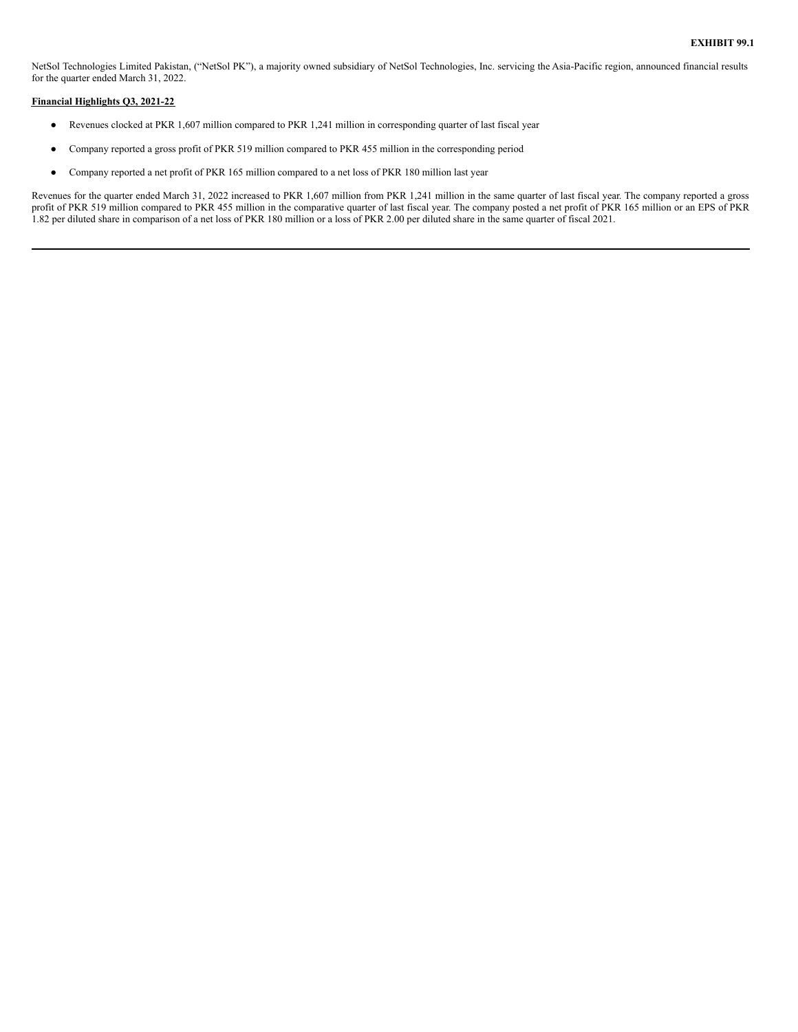**EXHIBIT 99.1**

NetSol Technologies Limited Pakistan, ("NetSol PK"), a majority owned subsidiary of NetSol Technologies, Inc. servicing the Asia-Pacific region, announced financial results for the quarter ended March 31, 2022.

**Financial Highlights Q3, 2021-22**

- Revenues clocked at PKR 1,607 million compared to PKR 1,241 million in corresponding quarter of last fiscal year
- Company reported a gross profit of PKR 519 million compared to PKR 455 million in the corresponding period
- Company reported a net profit of PKR 165 million compared to a net loss of PKR 180 million last year

Revenues for the quarter ended March 31, 2022 increased to PKR 1,607 million from PKR 1,241 million in the same quarter of last fiscal year. The company reported a gross profit of PKR 519 million compared to PKR 455 million in the comparative quarter of last fiscal year. The company posted a net profit of PKR 165 million or an EPS of PKR 1.82 per diluted share in comparison of a net loss of PKR 180 million or a loss of PKR 2.00 per diluted share in the same quarter of fiscal 2021.